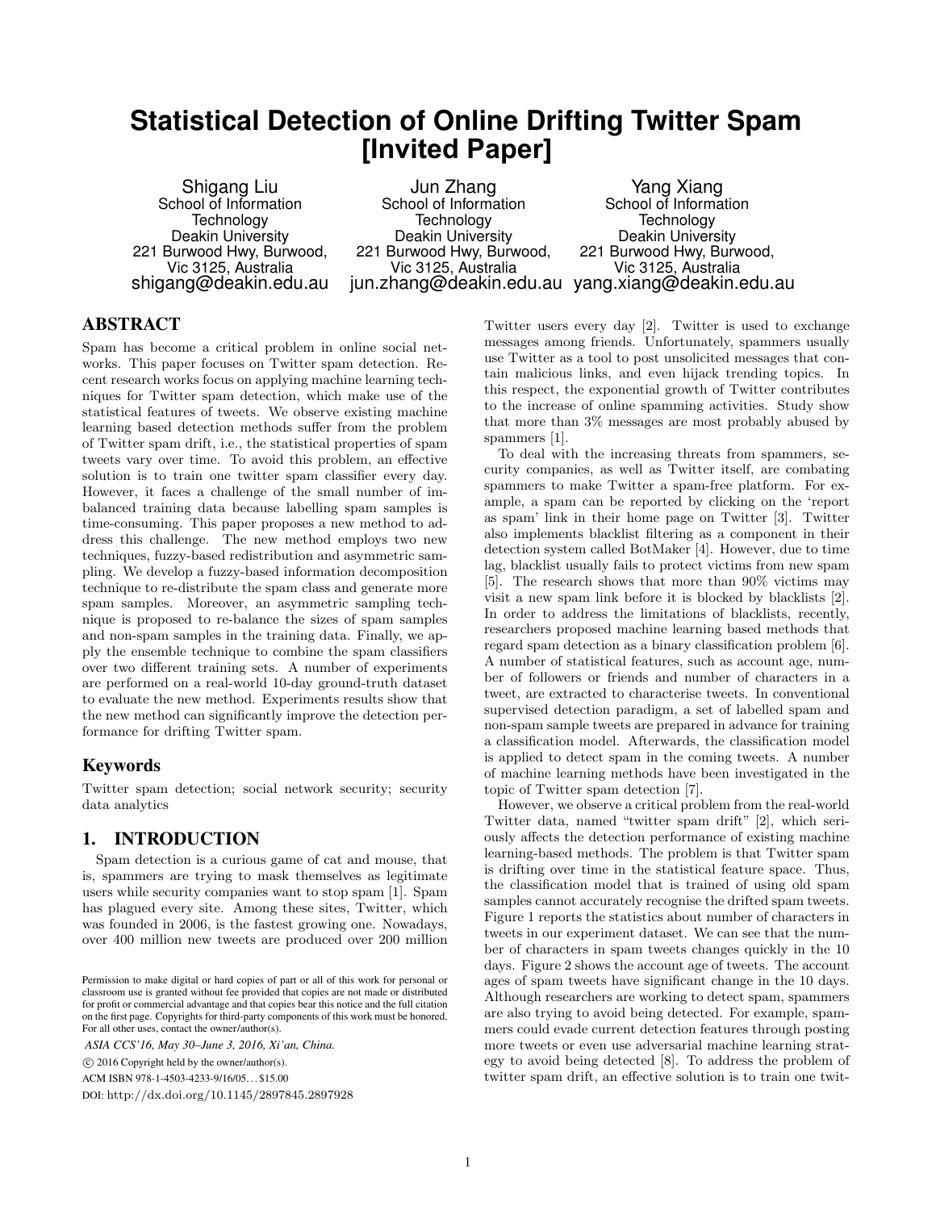# Statistical Detection of Online Drifting Twitter Spam [Invited Paper]

Shigang Liu
School of Information Technology
Deakin University
221 Burwood Hwy, Burwood, Vic 3125, Australia
shigang@deakin.edu.au

Jun Zhang
School of Information Technology
Deakin University
221 Burwood Hwy, Burwood, Vic 3125, Australia
jun.zhang@deakin.edu.au

Yang Xiang
School of Information Technology
Deakin University
221 Burwood Hwy, Burwood, Vic 3125, Australia
yang.xiang@deakin.edu.au

## ABSTRACT

Spam has become a critical problem in online social networks. This paper focuses on Twitter spam detection. Recent research works focus on applying machine learning techniques for Twitter spam detection, which make use of the statistical features of tweets. We observe existing machine learning based detection methods suffer from the problem of Twitter spam drift, i.e., the statistical properties of spam tweets vary over time. To avoid this problem, an effective solution is to train one twitter spam classifier every day. However, it faces a challenge of the small number of imbalanced training data because labelling spam samples is time-consuming. This paper proposes a new method to address this challenge. The new method employs two new techniques, fuzzy-based redistribution and asymmetric sampling. We develop a fuzzy-based information decomposition technique to re-distribute the spam class and generate more spam samples. Moreover, an asymmetric sampling technique is proposed to re-balance the sizes of spam samples and non-spam samples in the training data. Finally, we apply the ensemble technique to combine the spam classifiers over two different training sets. A number of experiments are performed on a real-world 10-day ground-truth dataset to evaluate the new method. Experiments results show that the new method can significantly improve the detection performance for drifting Twitter spam.

## Keywords

Twitter spam detection; social network security; security data analytics

## 1. INTRODUCTION

Spam detection is a curious game of cat and mouse, that is, spammers are trying to mask themselves as legitimate users while security companies want to stop spam [1]. Spam has plagued every site. Among these sites, Twitter, which was founded in 2006, is the fastest growing one. Nowadays, over 400 million new tweets are produced over 200 million Twitter users every day [2]. Twitter is used to exchange messages among friends. Unfortunately, spammers usually use Twitter as a tool to post unsolicited messages that contain malicious links, and even hijack trending topics. In this respect, the exponential growth of Twitter contributes to the increase of online spamming activities. Study show that more than 3% messages are most probably abused by spammers [1].

To deal with the increasing threats from spammers, security companies, as well as Twitter itself, are combating spammers to make Twitter a spam-free platform. For example, a spam can be reported by clicking on the 'report as spam' link in their home page on Twitter [3]. Twitter also implements blacklist filtering as a component in their detection system called BotMaker [4]. However, due to time lag, blacklist usually fails to protect victims from new spam [5]. The research shows that more than 90% victims may visit a new spam link before it is blocked by blacklists [2]. In order to address the limitations of blacklists, recently, researchers proposed machine learning based methods that regard spam detection as a binary classification problem [6]. A number of statistical features, such as account age, number of followers or friends and number of characters in a tweet, are extracted to characterise tweets. In conventional supervised detection paradigm, a set of labelled spam and non-spam sample tweets are prepared in advance for training a classification model. Afterwards, the classification model is applied to detect spam in the coming tweets. A number of machine learning methods have been investigated in the topic of Twitter spam detection [7].

However, we observe a critical problem from the real-world Twitter data, named "twitter spam drift" [2], which seriously affects the detection performance of existing machine learning-based methods. The problem is that Twitter spam is drifting over time in the statistical feature space. Thus, the classification model that is trained of using old spam samples cannot accurately recognise the drifted spam tweets. Figure 1 reports the statistics about number of characters in tweets in our experiment dataset. We can see that the number of characters in spam tweets changes quickly in the 10 days. Figure 2 shows the account age of tweets. The account ages of spam tweets have significant change in the 10 days. Although researchers are working to detect spam, spammers are also trying to avoid being detected. For example, spammers could evade current detection features through posting more tweets or even use adversarial machine learning strategy to avoid being detected [8]. To address the problem of twitter spam drift, an effective solution is to train one twit-

Permission to make digital or hard copies of part or all of this work for personal or classroom use is granted without fee provided that copies are not made or distributed for profit or commercial advantage and that copies bear this notice and the full citation on the first page. Copyrights for third-party components of this work must be honored. For all other uses, contact the owner/author(s).

*ASIA CCS'16, May 30–June 3, 2016, Xi'an, China.*

© 2016 Copyright held by the owner/author(s).

ACM ISBN 978-1-4503-4233-9/16/05...$15.00

DOI: http://dx.doi.org/10.1145/2897845.2897928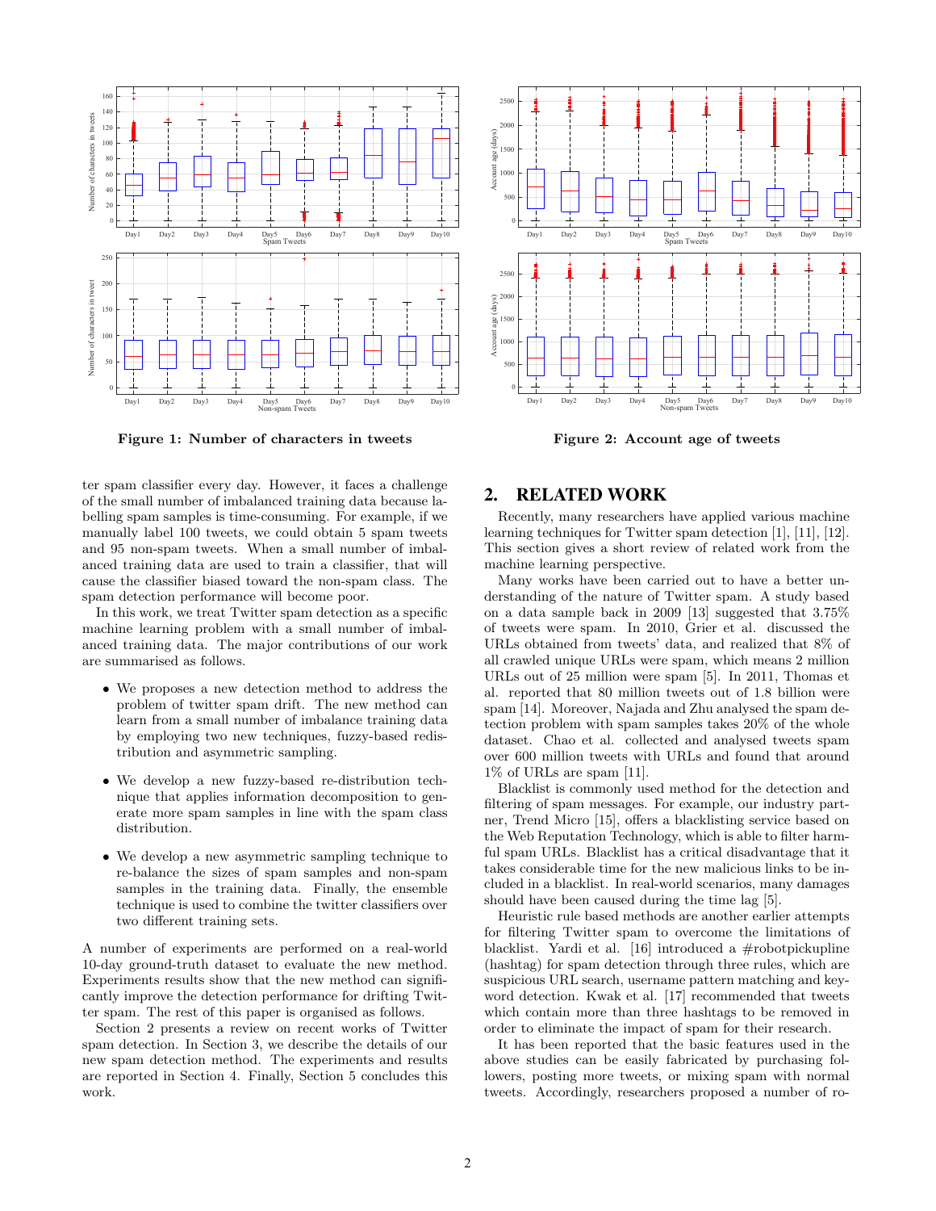Figure 1: Number of characters in tweets

Figure 2: Account age of tweets

ter spam classifier every day. However, it faces a challenge of the small number of imbalanced training data because labelling spam samples is time-consuming. For example, if we manually label 100 tweets, we could obtain 5 spam tweets and 95 non-spam tweets. When a small number of imbalanced training data are used to train a classifier, that will cause the classifier biased toward the non-spam class. The spam detection performance will become poor.

In this work, we treat Twitter spam detection as a specific machine learning problem with a small number of imbalanced training data. The major contributions of our work are summarised as follows.

- We proposes a new detection method to address the problem of twitter spam drift. The new method can learn from a small number of imbalance training data by employing two new techniques, fuzzy-based redistribution and asymmetric sampling.
- We develop a new fuzzy-based re-distribution technique that applies information decomposition to generate more spam samples in line with the spam class distribution.
- We develop a new asymmetric sampling technique to re-balance the sizes of spam samples and non-spam samples in the training data. Finally, the ensemble technique is used to combine the twitter classifiers over two different training sets.

A number of experiments are performed on a real-world 10-day ground-truth dataset to evaluate the new method. Experiments results show that the new method can significantly improve the detection performance for drifting Twitter spam. The rest of this paper is organised as follows.

Section 2 presents a review on recent works of Twitter spam detection. In Section 3, we describe the details of our new spam detection method. The experiments and results are reported in Section 4. Finally, Section 5 concludes this work.

## 2. RELATED WORK

Recently, many researchers have applied various machine learning techniques for Twitter spam detection [1], [11], [12]. This section gives a short review of related work from the machine learning perspective.

Many works have been carried out to have a better understanding of the nature of Twitter spam. A study based on a data sample back in 2009 [13] suggested that 3.75% of tweets were spam. In 2010, Grier et al. discussed the URLs obtained from tweets' data, and realized that 8% of all crawled unique URLs were spam, which means 2 million URLs out of 25 million were spam [5]. In 2011, Thomas et al. reported that 80 million tweets out of 1.8 billion were spam [14]. Moreover, Najada and Zhu analysed the spam detection problem with spam samples takes 20% of the whole dataset. Chao et al. collected and analysed tweets spam over 600 million tweets with URLs and found that around 1% of URLs are spam [11].

Blacklist is commonly used method for the detection and filtering of spam messages. For example, our industry partner, Trend Micro [15], offers a blacklisting service based on the Web Reputation Technology, which is able to filter harmful spam URLs. Blacklist has a critical disadvantage that it takes considerable time for the new malicious links to be included in a blacklist. In real-world scenarios, many damages should have been caused during the time lag [5].

Heuristic rule based methods are another earlier attempts for filtering Twitter spam to overcome the limitations of blacklist. Yardi et al. [16] introduced a #robotpickupline (hashtag) for spam detection through three rules, which are suspicious URL search, username pattern matching and keyword detection. Kwak et al. [17] recommended that tweets which contain more than three hashtags to be removed in order to eliminate the impact of spam for their research.

It has been reported that the basic features used in the above studies can be easily fabricated by purchasing followers, posting more tweets, or mixing spam with normal tweets. Accordingly, researchers proposed a number of ro-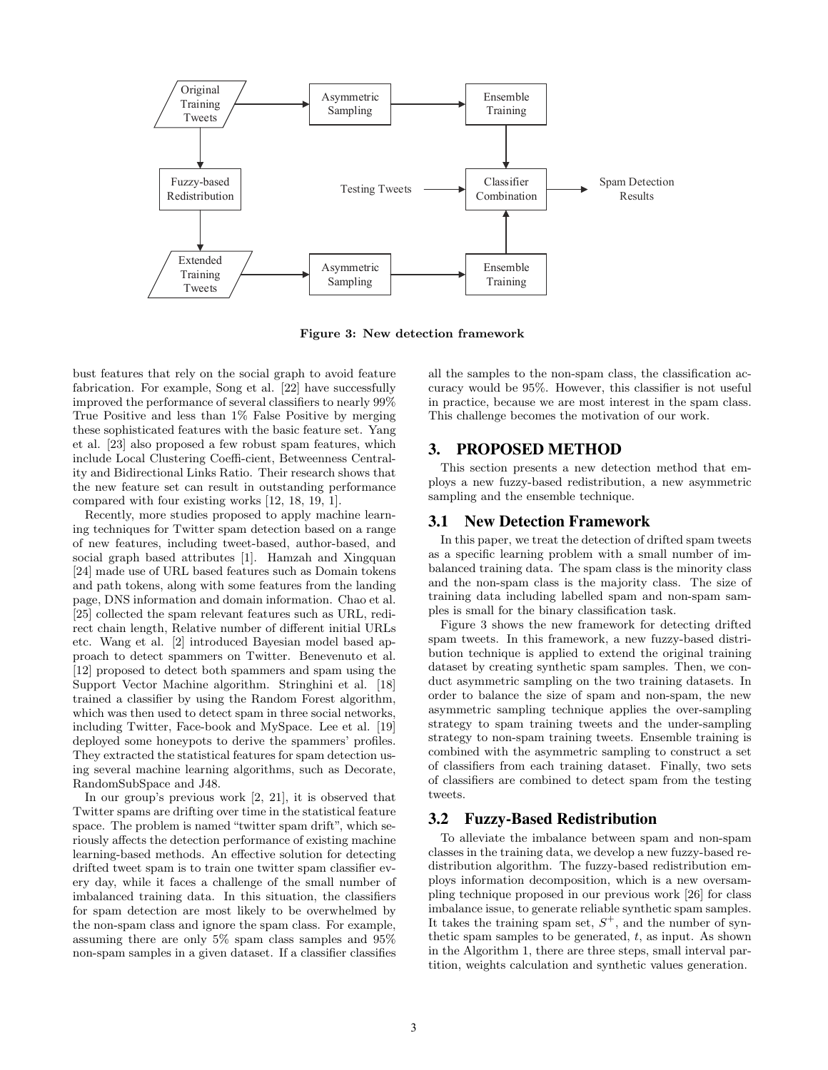Figure 3: New detection framework

bust features that rely on the social graph to avoid feature fabrication. For example, Song et al. [22] have successfully improved the performance of several classifiers to nearly 99% True Positive and less than 1% False Positive by merging these sophisticated features with the basic feature set. Yang et al. [23] also proposed a few robust spam features, which include Local Clustering Coeffi-cient, Betweenness Centrality and Bidirectional Links Ratio. Their research shows that the new feature set can result in outstanding performance compared with four existing works [12, 18, 19, 1].

Recently, more studies proposed to apply machine learning techniques for Twitter spam detection based on a range of new features, including tweet-based, author-based, and social graph based attributes [1]. Hamzah and Xingquan [24] made use of URL based features such as Domain tokens and path tokens, along with some features from the landing page, DNS information and domain information. Chao et al. [25] collected the spam relevant features such as URL, redirect chain length, Relative number of different initial URLs etc. Wang et al. [2] introduced Bayesian model based approach to detect spammers on Twitter. Benevenuto et al. [12] proposed to detect both spammers and spam using the Support Vector Machine algorithm. Stringhini et al. [18] trained a classifier by using the Random Forest algorithm, which was then used to detect spam in three social networks, including Twitter, Face-book and MySpace. Lee et al. [19] deployed some honeypots to derive the spammers' profiles. They extracted the statistical features for spam detection using several machine learning algorithms, such as Decorate, RandomSubSpace and J48.

In our group's previous work [2, 21], it is observed that Twitter spams are drifting over time in the statistical feature space. The problem is named "twitter spam drift", which seriously affects the detection performance of existing machine learning-based methods. An effective solution for detecting drifted tweet spam is to train one twitter spam classifier every day, while it faces a challenge of the small number of imbalanced training data. In this situation, the classifiers for spam detection are most likely to be overwhelmed by the non-spam class and ignore the spam class. For example, assuming there are only 5% spam class samples and 95% non-spam samples in a given dataset. If a classifier classifies all the samples to the non-spam class, the classification accuracy would be 95%. However, this classifier is not useful in practice, because we are most interest in the spam class. This challenge becomes the motivation of our work.

# 3. PROPOSED METHOD

This section presents a new detection method that employs a new fuzzy-based redistribution, a new asymmetric sampling and the ensemble technique.

## 3.1 New Detection Framework

In this paper, we treat the detection of drifted spam tweets as a specific learning problem with a small number of imbalanced training data. The spam class is the minority class and the non-spam class is the majority class. The size of training data including labelled spam and non-spam samples is small for the binary classification task.

Figure 3 shows the new framework for detecting drifted spam tweets. In this framework, a new fuzzy-based distribution technique is applied to extend the original training dataset by creating synthetic spam samples. Then, we conduct asymmetric sampling on the two training datasets. In order to balance the size of spam and non-spam, the new asymmetric sampling technique applies the over-sampling strategy to spam training tweets and the under-sampling strategy to non-spam training tweets. Ensemble training is combined with the asymmetric sampling to construct a set of classifiers from each training dataset. Finally, two sets of classifiers are combined to detect spam from the testing tweets.

## 3.2 Fuzzy-Based Redistribution

To alleviate the imbalance between spam and non-spam classes in the training data, we develop a new fuzzy-based redistribution algorithm. The fuzzy-based redistribution employs information decomposition, which is a new oversampling technique proposed in our previous work [26] for class imbalance issue, to generate reliable synthetic spam samples. It takes the training spam set, $S^+$, and the number of synthetic spam samples to be generated, $t$, as input. As shown in the Algorithm 1, there are three steps, small interval partition, weights calculation and synthetic values generation.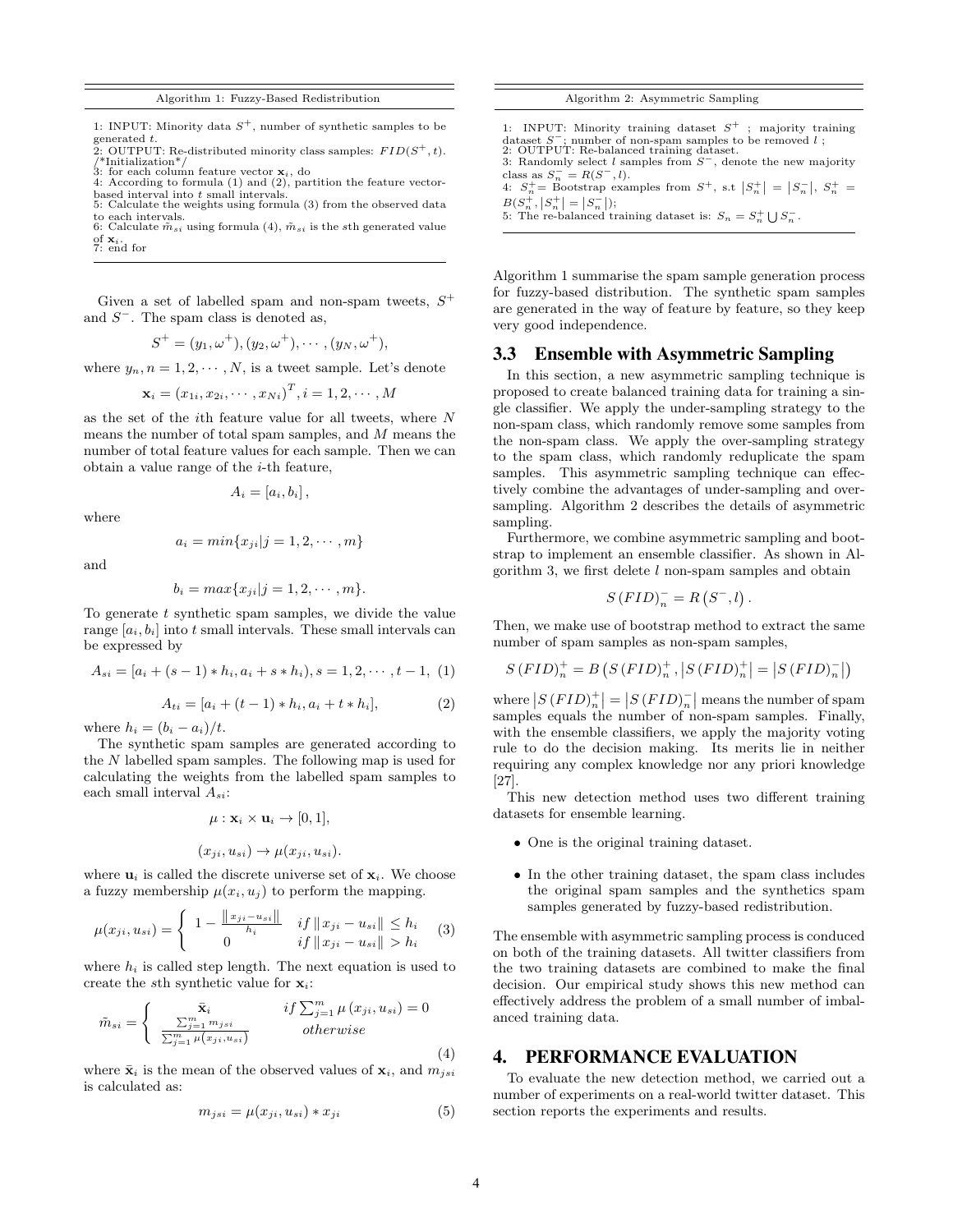**Algorithm 1: Fuzzy-Based Redistribution**

1: INPUT: Minority data $S^+$, number of synthetic samples to be generated $t$.
2: OUTPUT: Re-distributed minority class samples: $FID(S^+, t)$.
/*Initialization*/
3: for each column feature vector $\mathbf{x}_i$, do
4: According to formula (1) and (2), partition the feature vector-based interval into $t$ small intervals.
5: Calculate the weights using formula (3) from the observed data to each intervals.
6: Calculate $\tilde{m}_{si}$ using formula (4), $\tilde{m}_{si}$ is the $s$th generated value of $\mathbf{x}_i$.
7: end for

Given a set of labelled spam and non-spam tweets, $S^+$ and $S^-$. The spam class is denoted as,

$$S^+ = (y_1, \omega^+), (y_2, \omega^+), \cdots, (y_N, \omega^+),$$

where $y_n, n = 1, 2, \cdots, N$, is a tweet sample. Let's denote

$$\mathbf{x}_i = (x_{1i}, x_{2i}, \cdots, x_{Ni})^T, i = 1, 2, \cdots, M$$

as the set of the $i$th feature value for all tweets, where $N$ means the number of total spam samples, and $M$ means the number of total feature values for each sample. Then we can obtain a value range of the $i$-th feature,

$$A_i = [a_i, b_i],$$

where

$$a_i = min\{x_{ji} | j = 1, 2, \cdots, m\}$$

and

$$b_i = max\{x_{ji} | j = 1, 2, \cdots, m\}.$$

To generate $t$ synthetic spam samples, we divide the value range $[a_i, b_i]$ into $t$ small intervals. These small intervals can be expressed by

$$A_{si} = [a_i + (s-1) * h_i, a_i + s * h_i), s = 1, 2, \cdots, t-1, \quad (1)$$

$$A_{ti} = [a_i + (t-1) * h_i, a_i + t * h_i], \quad (2)$$

where $h_i = (b_i - a_i)/t$.

The synthetic spam samples are generated according to the $N$ labelled spam samples. The following map is used for calculating the weights from the labelled spam samples to each small interval $A_{si}$:

$$\mu : \mathbf{x}_i \times \mathbf{u}_i \to [0, 1],$$

$$(x_{ji}, u_{si}) \to \mu(x_{ji}, u_{si}).$$

where $\mathbf{u}_i$ is called the discrete universe set of $\mathbf{x}_i$. We choose a fuzzy membership $\mu(x_i, u_j)$ to perform the mapping.

$$\mu(x_{ji}, u_{si}) = \begin{cases} 1 - \frac{\|x_{ji} - u_{si}\|}{h_i} & if \|x_{ji} - u_{si}\| \le h_i \\ 0 & if \|x_{ji} - u_{si}\| > h_i \end{cases} \quad (3)$$

where $h_i$ is called step length. The next equation is used to create the $s$th synthetic value for $\mathbf{x}_i$:

$$\tilde{m}_{si} = \begin{cases} \bar{\mathbf{x}}_i & if \sum_{j=1}^{m} \mu(x_{ji}, u_{si}) = 0 \\ \frac{\sum_{j=1}^{m} m_{jsi}}{\sum_{j=1}^{m} \mu(x_{ji}, u_{si})} & otherwise \end{cases} \quad (4)$$

where $\bar{\mathbf{x}}_i$ is the mean of the observed values of $\mathbf{x}_i$, and $m_{jsi}$ is calculated as:

$$m_{jsi} = \mu(x_{ji}, u_{si}) * x_{ji} \quad (5)$$

**Algorithm 2: Asymmetric Sampling**

1: INPUT: Minority training dataset $S^+$ ; majority training dataset $S^-$; number of non-spam samples to be removed $l$ ;
2: OUTPUT: Re-balanced training dataset.
3: Randomly select $l$ samples from $S^-$, denote the new majority class as $S_n^- = R(S^-, l)$.
4: $S_n^+$= Bootstrap examples from $S^+$, s.t $|S_n^+| = |S_n^-|$, $S_n^+ = B(S_n^+, |S_n^+| = |S_n^-|)$;
5: The re-balanced training dataset is: $S_n = S_n^+ \bigcup S_n^-$.

Algorithm 1 summarise the spam sample generation process for fuzzy-based distribution. The synthetic spam samples are generated in the way of feature by feature, so they keep very good independence.

## 3.3 Ensemble with Asymmetric Sampling

In this section, a new asymmetric sampling technique is proposed to create balanced training data for training a single classifier. We apply the under-sampling strategy to the non-spam class, which randomly remove some samples from the non-spam class. We apply the over-sampling strategy to the spam class, which randomly reduplicate the spam samples. This asymmetric sampling technique can effectively combine the advantages of under-sampling and over-sampling. Algorithm 2 describes the details of asymmetric sampling.

Furthermore, we combine asymmetric sampling and bootstrap to implement an ensemble classifier. As shown in Algorithm 3, we first delete $l$ non-spam samples and obtain

$$S(FID)_n^- = R(S^-, l).$$

Then, we make use of bootstrap method to extract the same number of spam samples as non-spam samples,

$$S(FID)_n^+ = B\left(S(FID)_n^+, \left|S(FID)_n^+\right| = \left|S(FID)_n^-\right|\right)$$

where $\left|S(FID)_n^+\right| = \left|S(FID)_n^-\right|$ means the number of spam samples equals the number of non-spam samples. Finally, with the ensemble classifiers, we apply the majority voting rule to do the decision making. Its merits lie in neither requiring any complex knowledge nor any priori knowledge [27].

This new detection method uses two different training datasets for ensemble learning.

- One is the original training dataset.
- In the other training dataset, the spam class includes the original spam samples and the synthetics spam samples generated by fuzzy-based redistribution.

The ensemble with asymmetric sampling process is conduced on both of the training datasets. All twitter classifiers from the two training datasets are combined to make the final decision. Our empirical study shows this new method can effectively address the problem of a small number of imbalanced training data.

# 4. PERFORMANCE EVALUATION

To evaluate the new detection method, we carried out a number of experiments on a real-world twitter dataset. This section reports the experiments and results.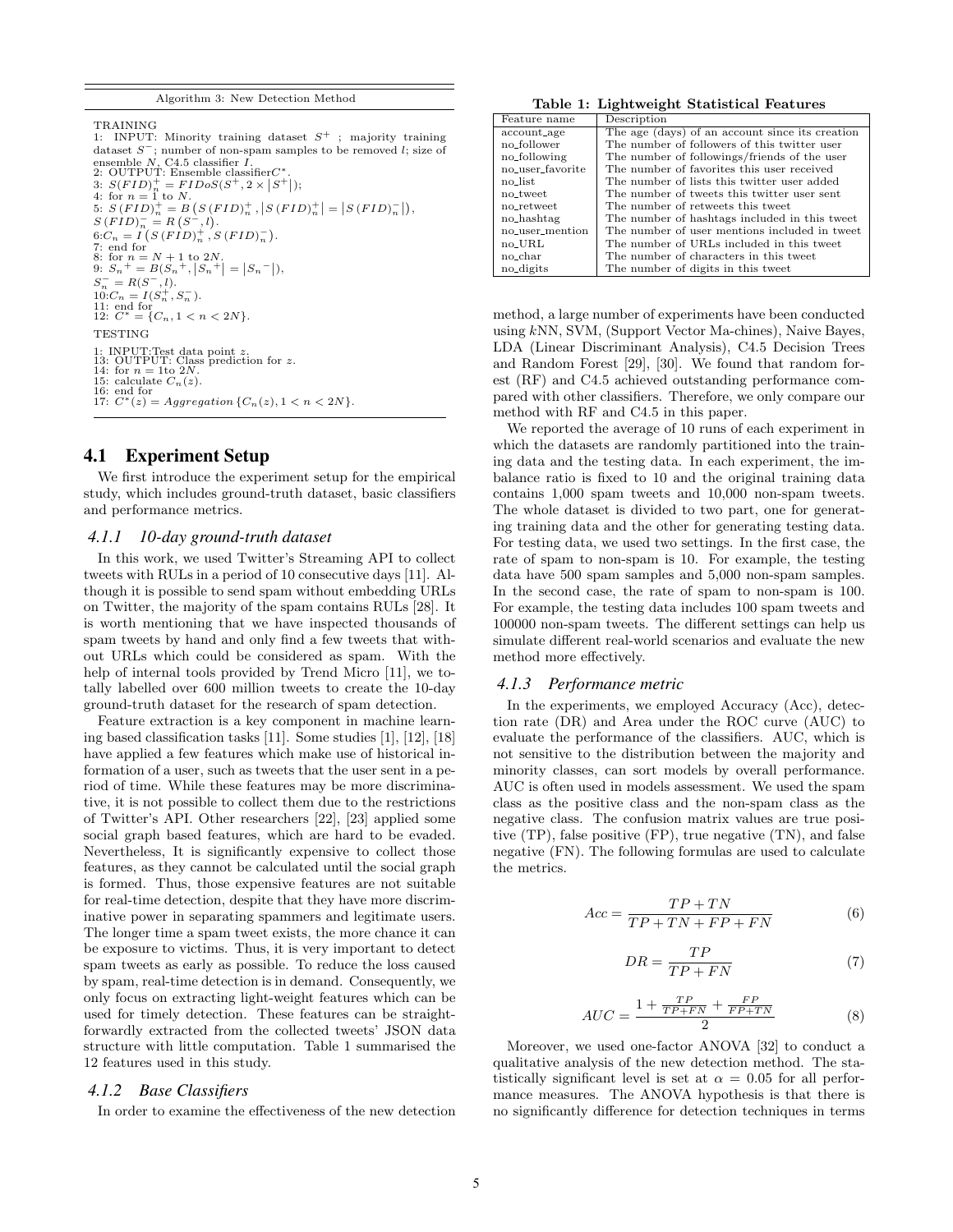Algorithm 3: New Detection Method

TRAINING

1: INPUT: Minority training dataset $S^+$ ; majority training dataset $S^-$; number of non-spam samples to be removed $l$; size of ensemble $N$, C4.5 classifier $I$.
2: OUTPUT: Ensemble classifier$C^*$.
3: $S(FID)_n^+ = FIDoS(S^+, 2 \times |S^+|)$;
4: for $n = 1$ to $N$.
5: $S(FID)_n^+ = B(S(FID)_n^+, |S(FID)_n^+| = |S(FID)_n^-|)$,
$S(FID)_n^- = R(S^-, l)$.
6:$C_n = I(S(FID)_n^+, S(FID)_n^-)$.
7: end for
8: for $n = N + 1$ to $2N$.
9: $S_n{}^+ = B(S_n{}^+, |S_n{}^+| = |S_n{}^-|)$,
$S_n^- = R(S^-, l)$.
10:$C_n = I(S_n^+, S_n^-)$.
11: end for
12: $C^* = \{C_n, 1 < n < 2N\}$.

TESTING

1: INPUT:Test data point $z$.
13: OUTPUT: Class prediction for $z$.
14: for $n = 1$to $2N$.
15: calculate $C_n(z)$.
16: end for
17: $C^*(z) = Aggregation\{C_n(z), 1 < n < 2N\}$.

## 4.1 Experiment Setup

We first introduce the experiment setup for the empirical study, which includes ground-truth dataset, basic classifiers and performance metrics.

### *4.1.1 10-day ground-truth dataset*

In this work, we used Twitter's Streaming API to collect tweets with RULs in a period of 10 consecutive days [11]. Although it is possible to send spam without embedding URLs on Twitter, the majority of the spam contains RULs [28]. It is worth mentioning that we have inspected thousands of spam tweets by hand and only find a few tweets that without URLs which could be considered as spam. With the help of internal tools provided by Trend Micro [11], we totally labelled over 600 million tweets to create the 10-day ground-truth dataset for the research of spam detection.

Feature extraction is a key component in machine learning based classification tasks [11]. Some studies [1], [12], [18] have applied a few features which make use of historical information of a user, such as tweets that the user sent in a period of time. While these features may be more discriminative, it is not possible to collect them due to the restrictions of Twitter's API. Other researchers [22], [23] applied some social graph based features, which are hard to be evaded. Nevertheless, It is significantly expensive to collect those features, as they cannot be calculated until the social graph is formed. Thus, those expensive features are not suitable for real-time detection, despite that they have more discriminative power in separating spammers and legitimate users. The longer time a spam tweet exists, the more chance it can be exposure to victims. Thus, it is very important to detect spam tweets as early as possible. To reduce the loss caused by spam, real-time detection is in demand. Consequently, we only focus on extracting light-weight features which can be used for timely detection. These features can be straightforwardly extracted from the collected tweets' JSON data structure with little computation. Table 1 summarised the 12 features used in this study.

### *4.1.2 Base Classifiers*

In order to examine the effectiveness of the new detection method, a large number of experiments have been conducted using $k$NN, SVM, (Support Vector Ma-chines), Naive Bayes, LDA (Linear Discriminant Analysis), C4.5 Decision Trees and Random Forest [29], [30]. We found that random forest (RF) and C4.5 achieved outstanding performance compared with other classifiers. Therefore, we only compare our method with RF and C4.5 in this paper.

**Table 1: Lightweight Statistical Features**

| Feature name | Description |
|---|---|
| account_age | The age (days) of an account since its creation |
| no_follower | The number of followers of this twitter user |
| no_following | The number of followings/friends of the user |
| no_user_favorite | The number of favorites this user received |
| no_list | The number of lists this twitter user added |
| no_tweet | The number of tweets this twitter user sent |
| no_retweet | The number of retweets this tweet |
| no_hashtag | The number of hashtags included in this tweet |
| no_user_mention | The number of user mentions included in tweet |
| no_URL | The number of URLs included in this tweet |
| no_char | The number of characters in this tweet |
| no_digits | The number of digits in this tweet |

We reported the average of 10 runs of each experiment in which the datasets are randomly partitioned into the training data and the testing data. In each experiment, the imbalance ratio is fixed to 10 and the original training data contains 1,000 spam tweets and 10,000 non-spam tweets. The whole dataset is divided to two part, one for generating training data and the other for generating testing data. For testing data, we used two settings. In the first case, the rate of spam to non-spam is 10. For example, the testing data have 500 spam samples and 5,000 non-spam samples. In the second case, the rate of spam to non-spam is 100. For example, the testing data includes 100 spam tweets and 100000 non-spam tweets. The different settings can help us simulate different real-world scenarios and evaluate the new method more effectively.

### *4.1.3 Performance metric*

In the experiments, we employed Accuracy (Acc), detection rate (DR) and Area under the ROC curve (AUC) to evaluate the performance of the classifiers. AUC, which is not sensitive to the distribution between the majority and minority classes, can sort models by overall performance. AUC is often used in models assessment. We used the spam class as the positive class and the non-spam class as the negative class. The confusion matrix values are true positive (TP), false positive (FP), true negative (TN), and false negative (FN). The following formulas are used to calculate the metrics.

$$Acc = \frac{TP + TN}{TP + TN + FP + FN} \tag{6}$$

$$DR = \frac{TP}{TP + FN} \tag{7}$$

$$AUC = \frac{1 + \frac{TP}{TP+FN} + \frac{FP}{FP+TN}}{2} \tag{8}$$

Moreover, we used one-factor ANOVA [32] to conduct a qualitative analysis of the new detection method. The statistically significant level is set at $\alpha = 0.05$ for all performance measures. The ANOVA hypothesis is that there is no significantly difference for detection techniques in terms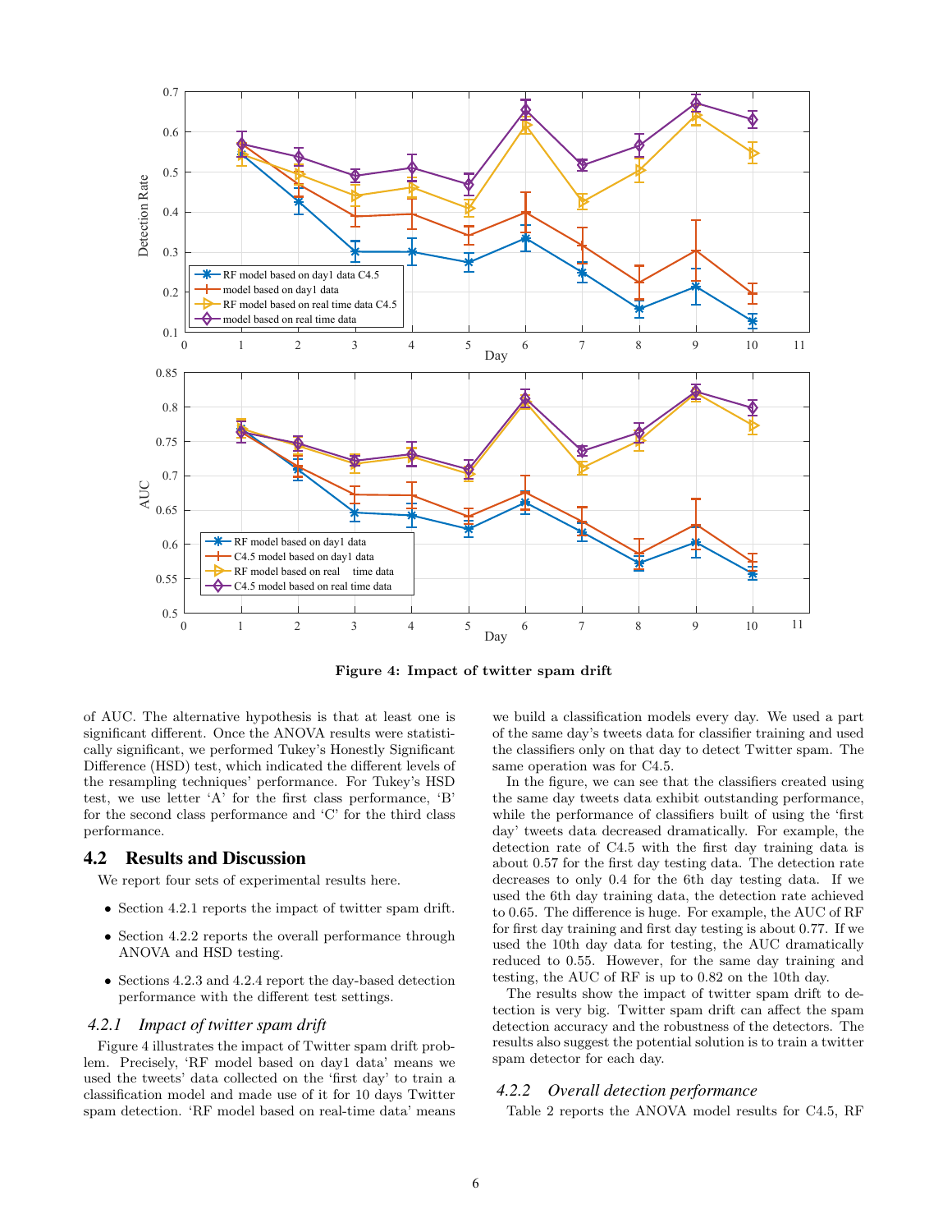Figure 4: Impact of twitter spam drift

of AUC. The alternative hypothesis is that at least one is significant different. Once the ANOVA results were statistically significant, we performed Tukey's Honestly Significant Difference (HSD) test, which indicated the different levels of the resampling techniques' performance. For Tukey's HSD test, we use letter 'A' for the first class performance, 'B' for the second class performance and 'C' for the third class performance.

## 4.2 Results and Discussion

We report four sets of experimental results here.

- Section 4.2.1 reports the impact of twitter spam drift.
- Section 4.2.2 reports the overall performance through ANOVA and HSD testing.
- Sections 4.2.3 and 4.2.4 report the day-based detection performance with the different test settings.

### 4.2.1 Impact of twitter spam drift

Figure 4 illustrates the impact of Twitter spam drift problem. Precisely, 'RF model based on day1 data' means we used the tweets' data collected on the 'first day' to train a classification model and made use of it for 10 days Twitter spam detection. 'RF model based on real-time data' means we build a classification models every day. We used a part of the same day's tweets data for classifier training and used the classifiers only on that day to detect Twitter spam. The same operation was for C4.5.

In the figure, we can see that the classifiers created using the same day tweets data exhibit outstanding performance, while the performance of classifiers built of using the 'first day' tweets data decreased dramatically. For example, the detection rate of C4.5 with the first day training data is about 0.57 for the first day testing data. The detection rate decreases to only 0.4 for the 6th day testing data. If we used the 6th day training data, the detection rate achieved to 0.65. The difference is huge. For example, the AUC of RF for first day training and first day testing is about 0.77. If we used the 10th day data for testing, the AUC dramatically reduced to 0.55. However, for the same day training and testing, the AUC of RF is up to 0.82 on the 10th day.

The results show the impact of twitter spam drift to detection is very big. Twitter spam drift can affect the spam detection accuracy and the robustness of the detectors. The results also suggest the potential solution is to train a twitter spam detector for each day.

### 4.2.2 Overall detection performance

Table 2 reports the ANOVA model results for C4.5, RF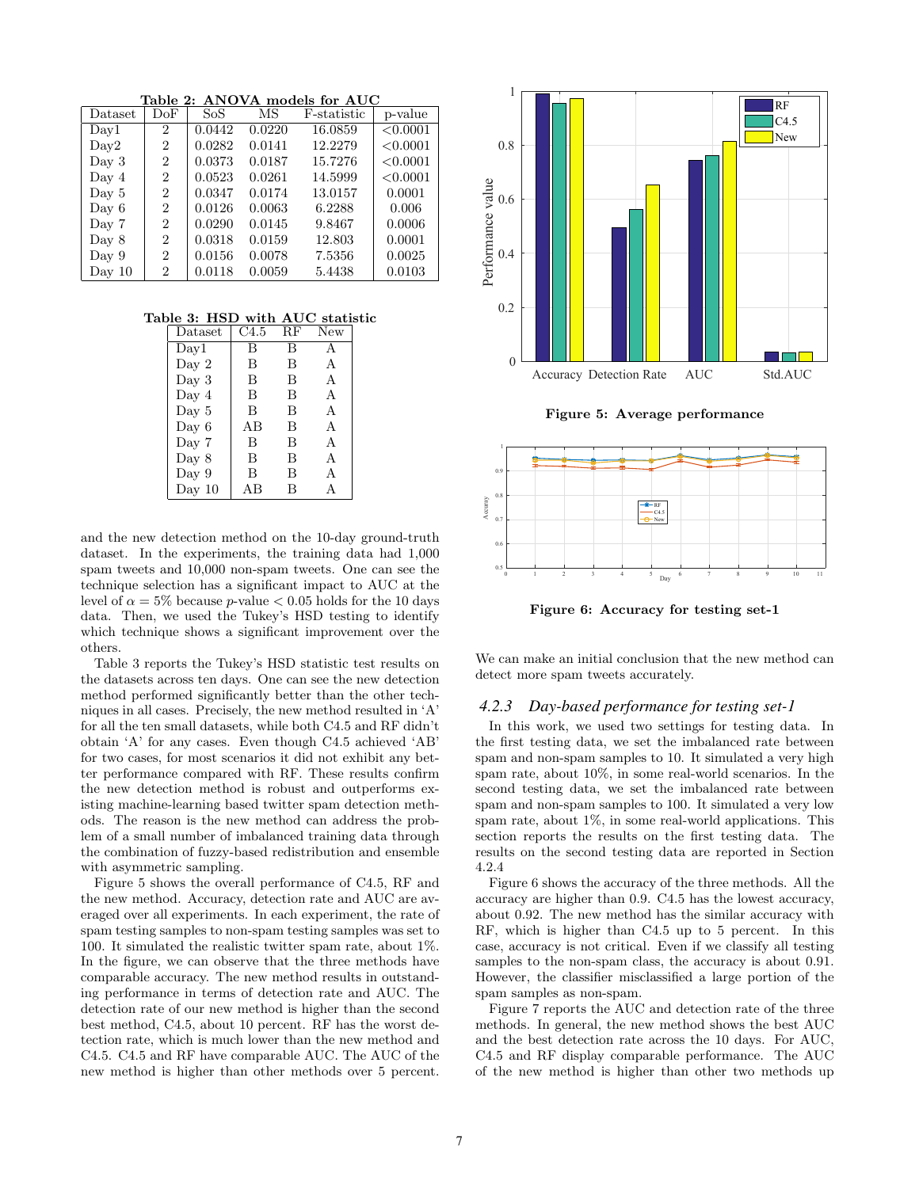**Table 2: ANOVA models for AUC**

| Dataset | DoF | SoS | MS | F-statistic | p-value |
|---|---|---|---|---|---|
| Day1 | 2 | 0.0442 | 0.0220 | 16.0859 | <0.0001 |
| Day2 | 2 | 0.0282 | 0.0141 | 12.2279 | <0.0001 |
| Day 3 | 2 | 0.0373 | 0.0187 | 15.7276 | <0.0001 |
| Day 4 | 2 | 0.0523 | 0.0261 | 14.5999 | <0.0001 |
| Day 5 | 2 | 0.0347 | 0.0174 | 13.0157 | 0.0001 |
| Day 6 | 2 | 0.0126 | 0.0063 | 6.2288 | 0.006 |
| Day 7 | 2 | 0.0290 | 0.0145 | 9.8467 | 0.0006 |
| Day 8 | 2 | 0.0318 | 0.0159 | 12.803 | 0.0001 |
| Day 9 | 2 | 0.0156 | 0.0078 | 7.5356 | 0.0025 |
| Day 10 | 2 | 0.0118 | 0.0059 | 5.4438 | 0.0103 |

**Table 3: HSD with AUC statistic**

| Dataset | C4.5 | RF | New |
|---|---|---|---|
| Day1 | B | B | A |
| Day 2 | B | B | A |
| Day 3 | B | B | A |
| Day 4 | B | B | A |
| Day 5 | B | B | A |
| Day 6 | AB | B | A |
| Day 7 | B | B | A |
| Day 8 | B | B | A |
| Day 9 | B | B | A |
| Day 10 | AB | B | A |

and the new detection method on the 10-day ground-truth dataset. In the experiments, the training data had 1,000 spam tweets and 10,000 non-spam tweets. One can see the technique selection has a significant impact to AUC at the level of $\alpha = 5\%$ because $p$-value $< 0.05$ holds for the 10 days data. Then, we used the Tukey's HSD testing to identify which technique shows a significant improvement over the others.

Table 3 reports the Tukey's HSD statistic test results on the datasets across ten days. One can see the new detection method performed significantly better than the other techniques in all cases. Precisely, the new method resulted in 'A' for all the ten small datasets, while both C4.5 and RF didn't obtain 'A' for any cases. Even though C4.5 achieved 'AB' for two cases, for most scenarios it did not exhibit any better performance compared with RF. These results confirm the new detection method is robust and outperforms existing machine-learning based twitter spam detection methods. The reason is the new method can address the problem of a small number of imbalanced training data through the combination of fuzzy-based redistribution and ensemble with asymmetric sampling.

Figure 5 shows the overall performance of C4.5, RF and the new method. Accuracy, detection rate and AUC are averaged over all experiments. In each experiment, the rate of spam testing samples to non-spam testing samples was set to 100. It simulated the realistic twitter spam rate, about 1%. In the figure, we can observe that the three methods have comparable accuracy. The new method results in outstanding performance in terms of detection rate and AUC. The detection rate of our new method is higher than the second best method, C4.5, about 10 percent. RF has the worst detection rate, which is much lower than the new method and C4.5. C4.5 and RF have comparable AUC. The AUC of the new method is higher than other methods over 5 percent.

**Figure 5: Average performance**

**Figure 6: Accuracy for testing set-1**

We can make an initial conclusion that the new method can detect more spam tweets accurately.

### *4.2.3 Day-based performance for testing set-1*

In this work, we used two settings for testing data. In the first testing data, we set the imbalanced rate between spam and non-spam samples to 10. It simulated a very high spam rate, about 10%, in some real-world scenarios. In the second testing data, we set the imbalanced rate between spam and non-spam samples to 100. It simulated a very low spam rate, about 1%, in some real-world applications. This section reports the results on the first testing data. The results on the second testing data are reported in Section 4.2.4

Figure 6 shows the accuracy of the three methods. All the accuracy are higher than 0.9. C4.5 has the lowest accuracy, about 0.92. The new method has the similar accuracy with RF, which is higher than C4.5 up to 5 percent. In this case, accuracy is not critical. Even if we classify all testing samples to the non-spam class, the accuracy is about 0.91. However, the classifier misclassified a large portion of the spam samples as non-spam.

Figure 7 reports the AUC and detection rate of the three methods. In general, the new method shows the best AUC and the best detection rate across the 10 days. For AUC, C4.5 and RF display comparable performance. The AUC of the new method is higher than other two methods up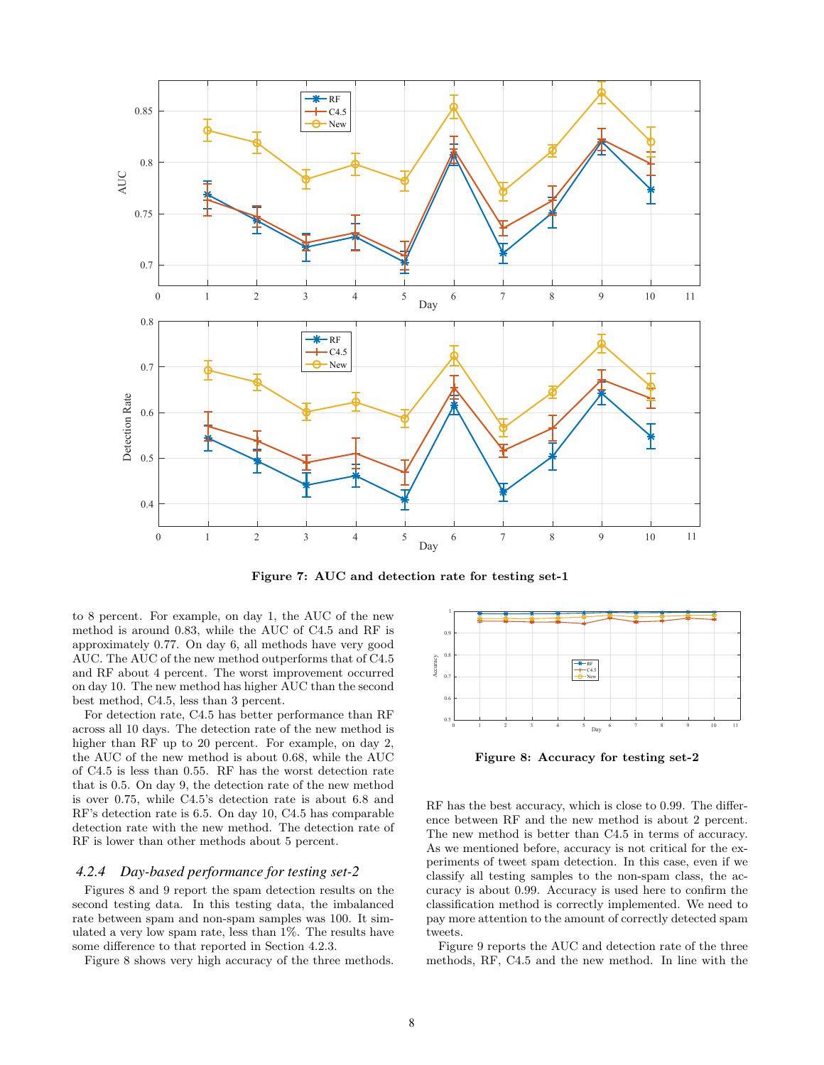Figure 7: AUC and detection rate for testing set-1

to 8 percent. For example, on day 1, the AUC of the new method is around 0.83, while the AUC of C4.5 and RF is approximately 0.77. On day 6, all methods have very good AUC. The AUC of the new method outperforms that of C4.5 and RF about 4 percent. The worst improvement occurred on day 10. The new method has higher AUC than the second best method, C4.5, less than 3 percent.

For detection rate, C4.5 has better performance than RF across all 10 days. The detection rate of the new method is higher than RF up to 20 percent. For example, on day 2, the AUC of the new method is about 0.68, while the AUC of C4.5 is less than 0.55. RF has the worst detection rate that is 0.5. On day 9, the detection rate of the new method is over 0.75, while C4.5's detection rate is about 6.8 and RF's detection rate is 6.5. On day 10, C4.5 has comparable detection rate with the new method. The detection rate of RF is lower than other methods about 5 percent.

### *4.2.4 Day-based performance for testing set-2*

Figures 8 and 9 report the spam detection results on the second testing data. In this testing data, the imbalanced rate between spam and non-spam samples was 100. It simulated a very low spam rate, less than 1%. The results have some difference to that reported in Section 4.2.3.

Figure 8 shows very high accuracy of the three methods.

Figure 8: Accuracy for testing set-2

RF has the best accuracy, which is close to 0.99. The difference between RF and the new method is about 2 percent. The new method is better than C4.5 in terms of accuracy. As we mentioned before, accuracy is not critical for the experiments of tweet spam detection. In this case, even if we classify all testing samples to the non-spam class, the accuracy is about 0.99. Accuracy is used here to confirm the classification method is correctly implemented. We need to pay more attention to the amount of correctly detected spam tweets.

Figure 9 reports the AUC and detection rate of the three methods, RF, C4.5 and the new method. In line with the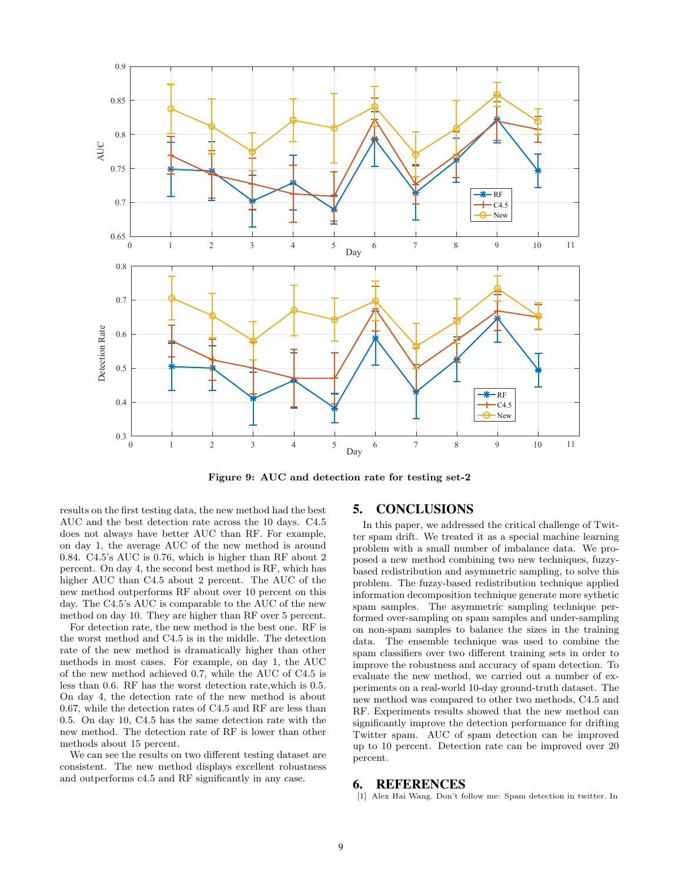**Figure 9: AUC and detection rate for testing set-2**

results on the first testing data, the new method had the best AUC and the best detection rate across the 10 days. C4.5 does not always have better AUC than RF. For example, on day 1, the average AUC of the new method is around 0.84. C4.5's AUC is 0.76, which is higher than RF about 2 percent. On day 4, the second best method is RF, which has higher AUC than C4.5 about 2 percent. The AUC of the new method outperforms RF about over 10 percent on this day. The C4.5's AUC is comparable to the AUC of the new method on day 10. They are higher than RF over 5 percent.

For detection rate, the new method is the best one. RF is the worst method and C4.5 is in the middle. The detection rate of the new method is dramatically higher than other methods in most cases. For example, on day 1, the AUC of the new method achieved 0.7, while the AUC of C4.5 is less than 0.6. RF has the worst detection rate,which is 0.5. On day 4, the detection rate of the new method is about 0.67, while the detection rates of C4.5 and RF are less than 0.5. On day 10, C4.5 has the same detection rate with the new method. The detection rate of RF is lower than other methods about 15 percent.

We can see the results on two different testing dataset are consistent. The new method displays excellent robustness and outperforms c4.5 and RF significantly in any case.

## 5. CONCLUSIONS

In this paper, we addressed the critical challenge of Twitter spam drift. We treated it as a special machine learning problem with a small number of imbalance data. We proposed a new method combining two new techniques, fuzzy-based redistribution and asymmetric sampling, to solve this problem. The fuzzy-based redistribution technique applied information decomposition technique generate more sythetic spam samples. The asymmetric sampling technique performed over-sampling on spam samples and under-sampling on non-spam samples to balance the sizes in the training data. The ensemble technique was used to combine the spam classifiers over two different training sets in order to improve the robustness and accuracy of spam detection. To evaluate the new method, we carried out a number of experiments on a real-world 10-day ground-truth dataset. The new method was compared to other two methods, C4.5 and RF. Experiments results showed that the new method can significantly improve the detection performance for drifting Twitter spam. AUC of spam detection can be improved up to 10 percent. Detection rate can be improved over 20 percent.

## 6. REFERENCES

[1] Alex Hai Wang. Don't follow me: Spam detection in twitter. In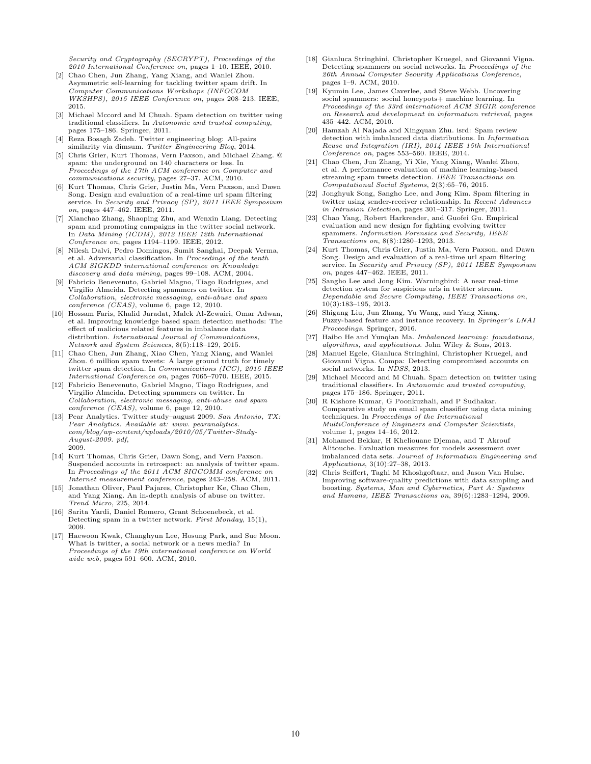*Security and Cryptography (SECRYPT), Proceedings of the 2010 International Conference on*, pages 1–10. IEEE, 2010.

[2] Chao Chen, Jun Zhang, Yang Xiang, and Wanlei Zhou. Asymmetric self-learning for tackling twitter spam drift. In *Computer Communications Workshops (INFOCOM WKSHPS), 2015 IEEE Conference on*, pages 208–213. IEEE, 2015.

[3] Michael Mccord and M Chuah. Spam detection on twitter using traditional classifiers. In *Autonomic and trusted computing*, pages 175–186. Springer, 2011.

[4] Reza Bosagh Zadeh. Twitter engineering blog: All-pairs similarity via dimsum. *Twitter Engineering Blog*, 2014.

[5] Chris Grier, Kurt Thomas, Vern Paxson, and Michael Zhang. @ spam: the underground on 140 characters or less. In *Proceedings of the 17th ACM conference on Computer and communications security*, pages 27–37. ACM, 2010.

[6] Kurt Thomas, Chris Grier, Justin Ma, Vern Paxson, and Dawn Song. Design and evaluation of a real-time url spam filtering service. In *Security and Privacy (SP), 2011 IEEE Symposium on*, pages 447–462. IEEE, 2011.

[7] Xianchao Zhang, Shaoping Zhu, and Wenxin Liang. Detecting spam and promoting campaigns in the twitter social network. In *Data Mining (ICDM), 2012 IEEE 12th International Conference on*, pages 1194–1199. IEEE, 2012.

[8] Nilesh Dalvi, Pedro Domingos, Sumit Sanghai, Deepak Verma, et al. Adversarial classification. In *Proceedings of the tenth ACM SIGKDD international conference on Knowledge discovery and data mining*, pages 99–108. ACM, 2004.

[9] Fabricio Benevenuto, Gabriel Magno, Tiago Rodrigues, and Virgilio Almeida. Detecting spammers on twitter. In *Collaboration, electronic messaging, anti-abuse and spam conference (CEAS)*, volume 6, page 12, 2010.

[10] Hossam Faris, Khalid Jaradat, Malek Al-Zewairi, Omar Adwan, et al. Improving knowledge based spam detection methods: The effect of malicious related features in imbalance data distribution. *International Journal of Communications, Network and System Sciences*, 8(5):118–129, 2015.

[11] Chao Chen, Jun Zhang, Xiao Chen, Yang Xiang, and Wanlei Zhou. 6 million spam tweets: A large ground truth for timely twitter spam detection. In *Communications (ICC), 2015 IEEE International Conference on*, pages 7065–7070. IEEE, 2015.

[12] Fabricio Benevenuto, Gabriel Magno, Tiago Rodrigues, and Virgilio Almeida. Detecting spammers on twitter. In *Collaboration, electronic messaging, anti-abuse and spam conference (CEAS)*, volume 6, page 12, 2010.

[13] Pear Analytics. Twitter study–august 2009. *San Antonio, TX: Pear Analytics. Available at: www. pearanalytics. com/blog/wp-content/uploads/2010/05/Twitter-Study-August-2009. pdf*, 2009.

[14] Kurt Thomas, Chris Grier, Dawn Song, and Vern Paxson. Suspended accounts in retrospect: an analysis of twitter spam. In *Proceedings of the 2011 ACM SIGCOMM conference on Internet measurement conference*, pages 243–258. ACM, 2011.

[15] Jonathan Oliver, Paul Pajares, Christopher Ke, Chao Chen, and Yang Xiang. An in-depth analysis of abuse on twitter. *Trend Micro*, 225, 2014.

[16] Sarita Yardi, Daniel Romero, Grant Schoenebeck, et al. Detecting spam in a twitter network. *First Monday*, 15(1), 2009.

[17] Haewoon Kwak, Changhyun Lee, Hosung Park, and Sue Moon. What is twitter, a social network or a news media? In *Proceedings of the 19th international conference on World wide web*, pages 591–600. ACM, 2010.

[18] Gianluca Stringhini, Christopher Kruegel, and Giovanni Vigna. Detecting spammers on social networks. In *Proceedings of the 26th Annual Computer Security Applications Conference*, pages 1–9. ACM, 2010.

[19] Kyumin Lee, James Caverlee, and Steve Webb. Uncovering social spammers: social honeypots+ machine learning. In *Proceedings of the 33rd international ACM SIGIR conference on Research and development in information retrieval*, pages 435–442. ACM, 2010.

[20] Hamzah Al Najada and Xingquan Zhu. isrd: Spam review detection with imbalanced data distributions. In *Information Reuse and Integration (IRI), 2014 IEEE 15th International Conference on*, pages 553–560. IEEE, 2014.

[21] Chao Chen, Jun Zhang, Yi Xie, Yang Xiang, Wanlei Zhou, et al. A performance evaluation of machine learning-based streaming spam tweets detection. *IEEE Transactions on Computational Social Systems*, 2(3):65–76, 2015.

[22] Jonghyuk Song, Sangho Lee, and Jong Kim. Spam filtering in twitter using sender-receiver relationship. In *Recent Advances in Intrusion Detection*, pages 301–317. Springer, 2011.

[23] Chao Yang, Robert Harkreader, and Guofei Gu. Empirical evaluation and new design for fighting evolving twitter spammers. *Information Forensics and Security, IEEE Transactions on*, 8(8):1280–1293, 2013.

[24] Kurt Thomas, Chris Grier, Justin Ma, Vern Paxson, and Dawn Song. Design and evaluation of a real-time url spam filtering service. In *Security and Privacy (SP), 2011 IEEE Symposium on*, pages 447–462. IEEE, 2011.

[25] Sangho Lee and Jong Kim. Warningbird: A near real-time detection system for suspicious urls in twitter stream. *Dependable and Secure Computing, IEEE Transactions on*, 10(3):183–195, 2013.

[26] Shigang Liu, Jun Zhang, Yu Wang, and Yang Xiang. Fuzzy-based feature and instance recovery. In *Springer's LNAI Proceedings*. Springer, 2016.

[27] Haibo He and Yunqian Ma. *Imbalanced learning: foundations, algorithms, and applications*. John Wiley & Sons, 2013.

[28] Manuel Egele, Gianluca Stringhini, Christopher Kruegel, and Giovanni Vigna. Compa: Detecting compromised accounts on social networks. In *NDSS*, 2013.

[29] Michael Mccord and M Chuah. Spam detection on twitter using traditional classifiers. In *Autonomic and trusted computing*, pages 175–186. Springer, 2011.

[30] R Kishore Kumar, G Poonkuzhali, and P Sudhakar. Comparative study on email spam classifier using data mining techniques. In *Proceedings of the International MultiConference of Engineers and Computer Scientists*, volume 1, pages 14–16, 2012.

[31] Mohamed Bekkar, H Kheliouane Djemaa, and T Akrouf Alitouche. Evaluation measures for models assessment over imbalanced data sets. *Journal of Information Engineering and Applications*, 3(10):27–38, 2013.

[32] Chris Seiffert, Taghi M Khoshgoftaar, and Jason Van Hulse. Improving software-quality predictions with data sampling and boosting. *Systems, Man and Cybernetics, Part A: Systems and Humans, IEEE Transactions on*, 39(6):1283–1294, 2009.